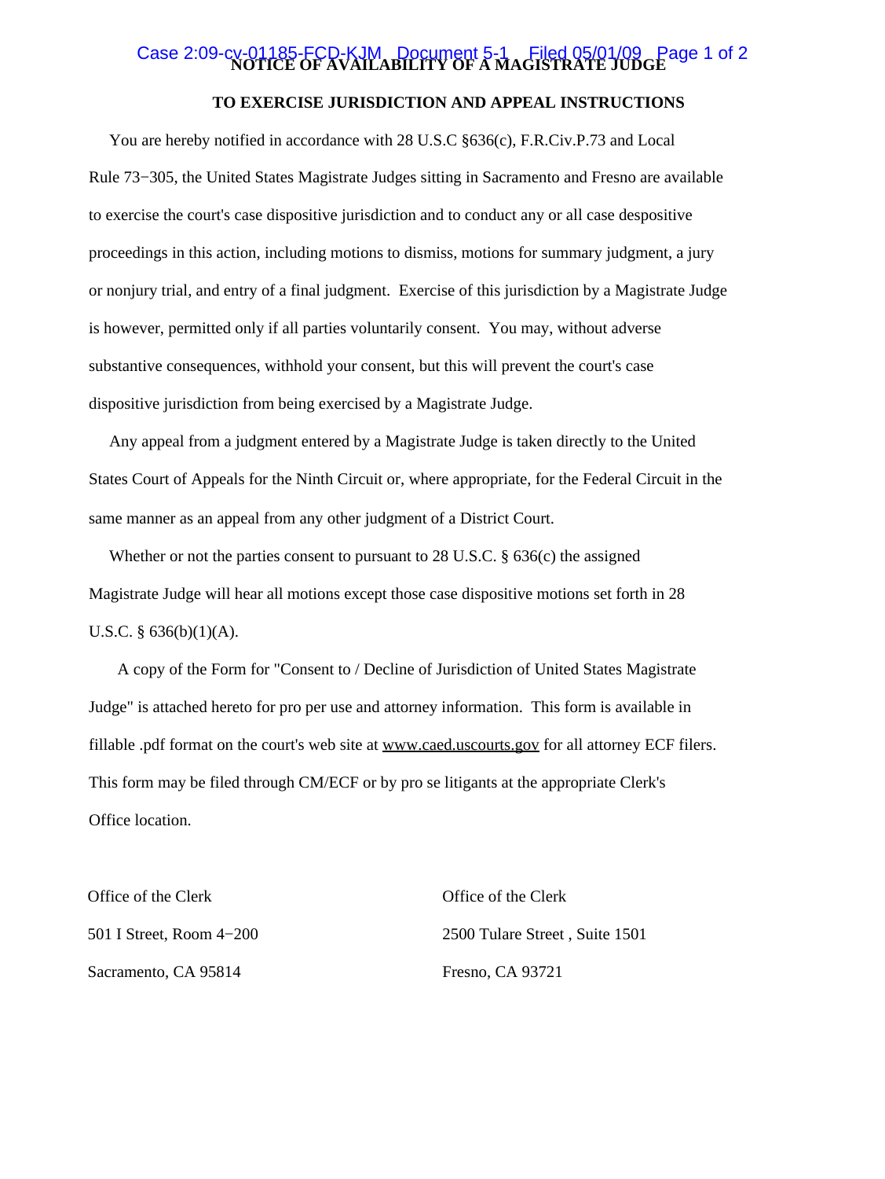# NOTICE OF AVAILABILITY OF A MAGISTRATE JUDGE

## TO EXERCISE JURISDICTION AND APPEAL INSTRUCTIONS

You are hereby notified in accordance with 28 U.S.C §636(c), F.R.Civ.P.73 and Local Rule 73−305, the United States Magistrate Judges sitting in Sacramento and Fresno are available to exercise the court's case dispositive jurisdiction and to conduct any or all case despositive proceedings in this action, including motions to dismiss, motions for summary judgment, a jury or nonjury trial, and entry of a final judgment. Exercise of this jurisdiction by a Magistrate Judge is however, permitted only if all parties voluntarily consent. You may, without adverse substantive consequences, withhold your consent, but this will prevent the court's case dispositive jurisdiction from being exercised by a Magistrate Judge.

Any appeal from a judgment entered by a Magistrate Judge is taken directly to the United States Court of Appeals for the Ninth Circuit or, where appropriate, for the Federal Circuit in the same manner as an appeal from any other judgment of a District Court.

Whether or not the parties consent to pursuant to 28 U.S.C. § 636(c) the assigned Magistrate Judge will hear all motions except those case dispositive motions set forth in 28 U.S.C. § 636(b)(1)(A).

A copy of the Form for "Consent to / Decline of Jurisdiction of United States Magistrate Judge" is attached hereto for pro per use and attorney information. This form is available in fillable .pdf format on the court's web site at www.caed.uscourts.gov for all attorney ECF filers. This form may be filed through CM/ECF or by pro se litigants at the appropriate Clerk's Office location.

Office of the Clerk
501 I Street, Room 4−200
Sacramento, CA 95814

Office of the Clerk
2500 Tulare Street , Suite 1501
Fresno, CA 93721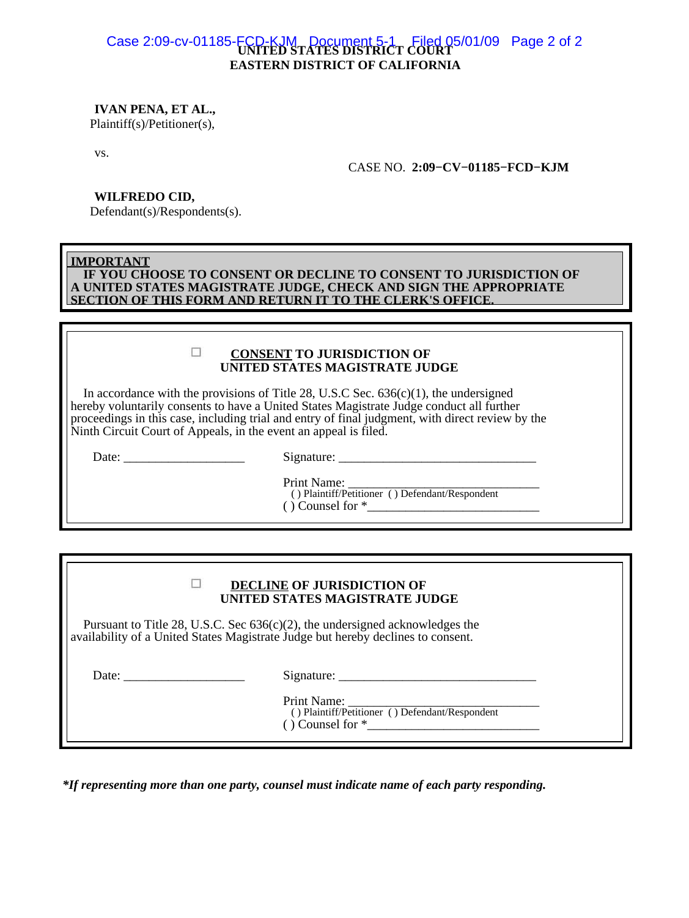# UNITED STATES DISTRICT COURT
# EASTERN DISTRICT OF CALIFORNIA

**IVAN PENA, ET AL.,**
Plaintiff(s)/Petitioner(s),

vs.

CASE NO. **2:09−CV−01185−FCD−KJM**

**WILFREDO CID,**
Defendant(s)/Respondents(s).

**IMPORTANT**
**IF YOU CHOOSE TO CONSENT OR DECLINE TO CONSENT TO JURISDICTION OF A UNITED STATES MAGISTRATE JUDGE, CHECK AND SIGN THE APPROPRIATE SECTION OF THIS FORM AND RETURN IT TO THE CLERK'S OFFICE.**

☐ **CONSENT TO JURISDICTION OF UNITED STATES MAGISTRATE JUDGE**

In accordance with the provisions of Title 28, U.S.C Sec. 636(c)(1), the undersigned hereby voluntarily consents to have a United States Magistrate Judge conduct all further proceedings in this case, including trial and entry of final judgment, with direct review by the Ninth Circuit Court of Appeals, in the event an appeal is filed.

Date: ___________________ Signature: _______________________________

Print Name: _____________________________
( ) Plaintiff/Petitioner ( ) Defendant/Respondent
( ) Counsel for *___________________________

☐ **DECLINE OF JURISDICTION OF UNITED STATES MAGISTRATE JUDGE**

Pursuant to Title 28, U.S.C. Sec 636(c)(2), the undersigned acknowledges the availability of a United States Magistrate Judge but hereby declines to consent.

Date: ___________________ Signature: _______________________________

Print Name: _____________________________
( ) Plaintiff/Petitioner ( ) Defendant/Respondent
( ) Counsel for *___________________________

***If representing more than one party, counsel must indicate name of each party responding.***